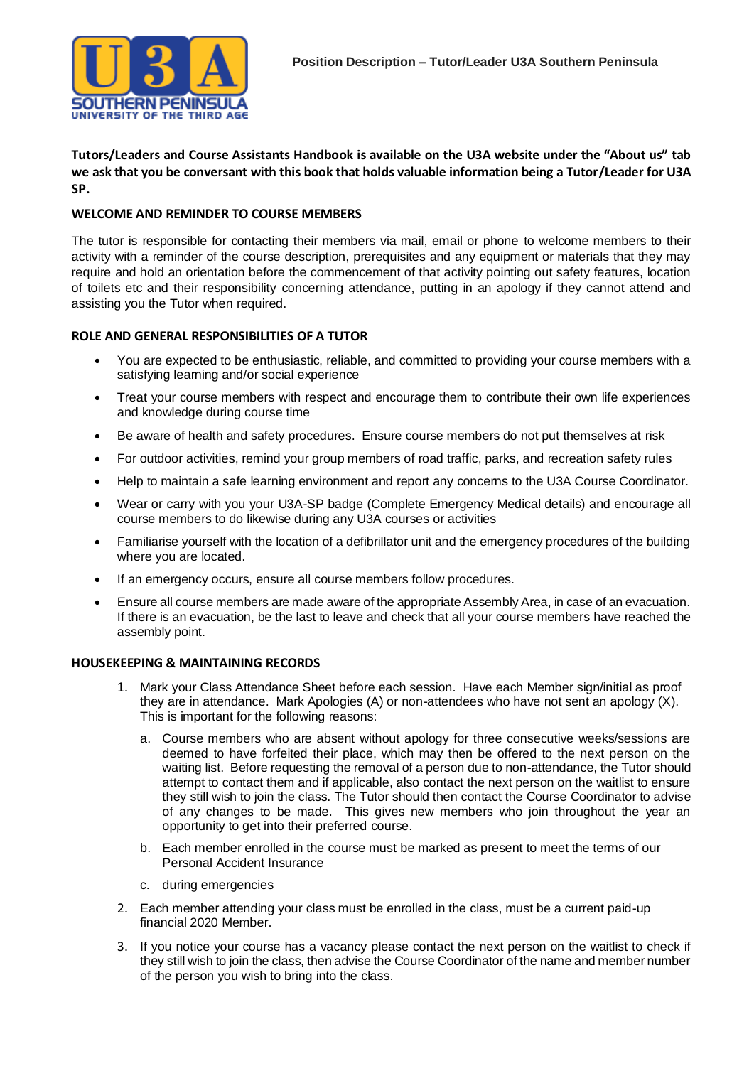**Position Description – Tutor/Leader U3A Southern Peninsula**

**Tutors/Leaders and Course Assistants Handbook is available on the U3A website under the "About us" tab we ask that you be conversant with this book that holds valuable information being a Tutor/Leader for U3A SP.**

## WELCOME AND REMINDER TO COURSE MEMBERS

The tutor is responsible for contacting their members via mail, email or phone to welcome members to their activity with a reminder of the course description, prerequisites and any equipment or materials that they may require and hold an orientation before the commencement of that activity pointing out safety features, location of toilets etc and their responsibility concerning attendance, putting in an apology if they cannot attend and assisting you the Tutor when required.

## ROLE AND GENERAL RESPONSIBILITIES OF A TUTOR

- You are expected to be enthusiastic, reliable, and committed to providing your course members with a satisfying learning and/or social experience
- Treat your course members with respect and encourage them to contribute their own life experiences and knowledge during course time
- Be aware of health and safety procedures. Ensure course members do not put themselves at risk
- For outdoor activities, remind your group members of road traffic, parks, and recreation safety rules
- Help to maintain a safe learning environment and report any concerns to the U3A Course Coordinator.
- Wear or carry with you your U3A-SP badge (Complete Emergency Medical details) and encourage all course members to do likewise during any U3A courses or activities
- Familiarise yourself with the location of a defibrillator unit and the emergency procedures of the building where you are located.
- If an emergency occurs, ensure all course members follow procedures.
- Ensure all course members are made aware of the appropriate Assembly Area, in case of an evacuation. If there is an evacuation, be the last to leave and check that all your course members have reached the assembly point.

## HOUSEKEEPING & MAINTAINING RECORDS

1. Mark your Class Attendance Sheet before each session. Have each Member sign/initial as proof they are in attendance. Mark Apologies (A) or non-attendees who have not sent an apology (X). This is important for the following reasons:
    a. Course members who are absent without apology for three consecutive weeks/sessions are deemed to have forfeited their place, which may then be offered to the next person on the waiting list. Before requesting the removal of a person due to non-attendance, the Tutor should attempt to contact them and if applicable, also contact the next person on the waitlist to ensure they still wish to join the class. The Tutor should then contact the Course Coordinator to advise of any changes to be made. This gives new members who join throughout the year an opportunity to get into their preferred course.
    b. Each member enrolled in the course must be marked as present to meet the terms of our Personal Accident Insurance
    c. during emergencies
2. Each member attending your class must be enrolled in the class, must be a current paid-up financial 2020 Member.
3. If you notice your course has a vacancy please contact the next person on the waitlist to check if they still wish to join the class, then advise the Course Coordinator of the name and member number of the person you wish to bring into the class.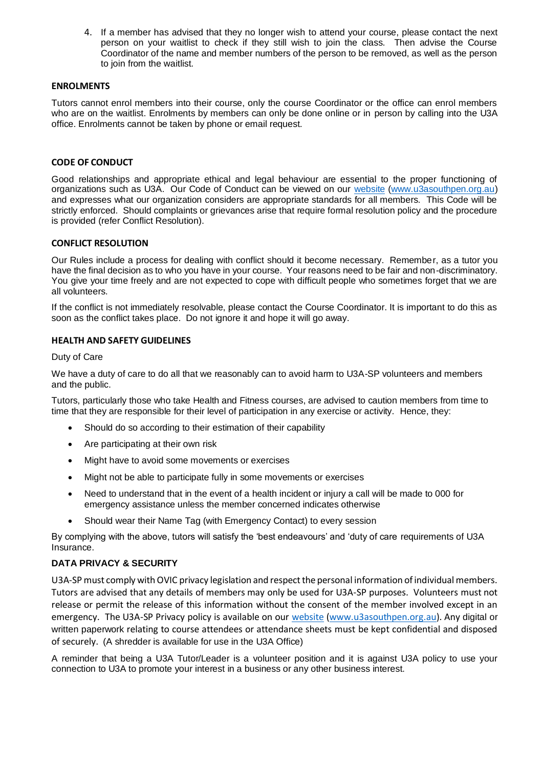4. If a member has advised that they no longer wish to attend your course, please contact the next person on your waitlist to check if they still wish to join the class. Then advise the Course Coordinator of the name and member numbers of the person to be removed, as well as the person to join from the waitlist.

## ENROLMENTS

Tutors cannot enrol members into their course, only the course Coordinator or the office can enrol members who are on the waitlist. Enrolments by members can only be done online or in person by calling into the U3A office. Enrolments cannot be taken by phone or email request.

## CODE OF CONDUCT

Good relationships and appropriate ethical and legal behaviour are essential to the proper functioning of organizations such as U3A. Our Code of Conduct can be viewed on our website (www.u3asouthpen.org.au) and expresses what our organization considers are appropriate standards for all members. This Code will be strictly enforced. Should complaints or grievances arise that require formal resolution policy and the procedure is provided (refer Conflict Resolution).

## CONFLICT RESOLUTION

Our Rules include a process for dealing with conflict should it become necessary. Remember, as a tutor you have the final decision as to who you have in your course. Your reasons need to be fair and non-discriminatory. You give your time freely and are not expected to cope with difficult people who sometimes forget that we are all volunteers.

If the conflict is not immediately resolvable, please contact the Course Coordinator. It is important to do this as soon as the conflict takes place. Do not ignore it and hope it will go away.

## HEALTH AND SAFETY GUIDELINES

Duty of Care

We have a duty of care to do all that we reasonably can to avoid harm to U3A-SP volunteers and members and the public.

Tutors, particularly those who take Health and Fitness courses, are advised to caution members from time to time that they are responsible for their level of participation in any exercise or activity. Hence, they:

- Should do so according to their estimation of their capability
- Are participating at their own risk
- Might have to avoid some movements or exercises
- Might not be able to participate fully in some movements or exercises
- Need to understand that in the event of a health incident or injury a call will be made to 000 for emergency assistance unless the member concerned indicates otherwise
- Should wear their Name Tag (with Emergency Contact) to every session

By complying with the above, tutors will satisfy the 'best endeavours' and 'duty of care requirements of U3A Insurance.

## DATA PRIVACY & SECURITY

U3A-SP must comply with OVIC privacy legislation and respect the personal information of individual members. Tutors are advised that any details of members may only be used for U3A-SP purposes. Volunteers must not release or permit the release of this information without the consent of the member involved except in an emergency. The U3A-SP Privacy policy is available on our website (www.u3asouthpen.org.au). Any digital or written paperwork relating to course attendees or attendance sheets must be kept confidential and disposed of securely. (A shredder is available for use in the U3A Office)

A reminder that being a U3A Tutor/Leader is a volunteer position and it is against U3A policy to use your connection to U3A to promote your interest in a business or any other business interest.